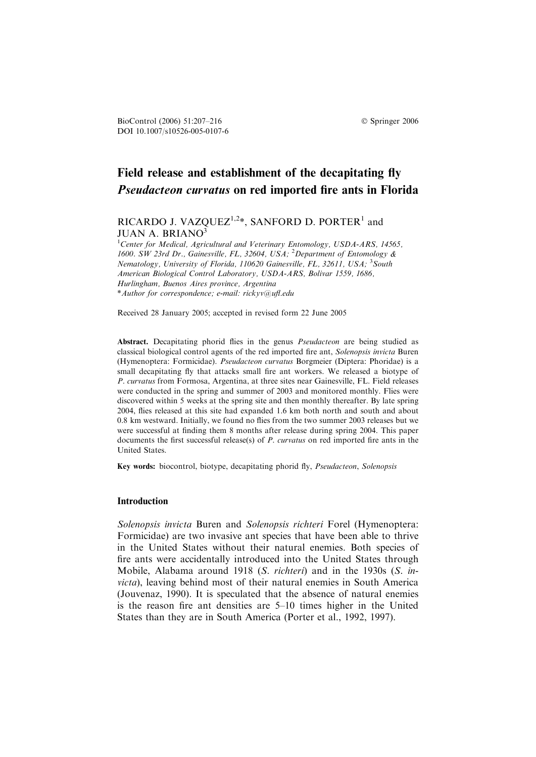BioControl (2006) 51:207–216
DOI 10.1007/s10526-005-0107-6

© Springer 2006

# Field release and establishment of the decapitating fly *Pseudacteon curvatus* on red imported fire ants in Florida

RICARDO J. VAZQUEZ[1,2]*, SANFORD D. PORTER[1] and JUAN A. BRIANO[3]

[1]*Center for Medical, Agricultural and Veterinary Entomology, USDA-ARS, 14565, 1600. SW 23rd Dr., Gainesville, FL, 32604, USA;* [2]*Department of Entomology & Nematology, University of Florida, 110620 Gainesville, FL, 32611, USA;* [3]*South American Biological Control Laboratory, USDA-ARS, Bolivar 1559, 1686, Hurlingham, Buenos Aires province, Argentina*

**Author for correspondence; e-mail: rickyv@ufl.edu*

Received 28 January 2005; accepted in revised form 22 June 2005

**Abstract.** Decapitating phorid flies in the genus *Pseudacteon* are being studied as classical biological control agents of the red imported fire ant, *Solenopsis invicta* Buren (Hymenoptera: Formicidae). *Pseudacteon curvatus* Borgmeier (Diptera: Phoridae) is a small decapitating fly that attacks small fire ant workers. We released a biotype of *P. curvatus* from Formosa, Argentina, at three sites near Gainesville, FL. Field releases were conducted in the spring and summer of 2003 and monitored monthly. Flies were discovered within 5 weeks at the spring site and then monthly thereafter. By late spring 2004, flies released at this site had expanded 1.6 km both north and south and about 0.8 km westward. Initially, we found no flies from the two summer 2003 releases but we were successful at finding them 8 months after release during spring 2004. This paper documents the first successful release(s) of *P. curvatus* on red imported fire ants in the United States.

**Key words:** biocontrol, biotype, decapitating phorid fly, *Pseudacteon*, *Solenopsis*

## Introduction

*Solenopsis invicta* Buren and *Solenopsis richteri* Forel (Hymenoptera: Formicidae) are two invasive ant species that have been able to thrive in the United States without their natural enemies. Both species of fire ants were accidentally introduced into the United States through Mobile, Alabama around 1918 (*S. richteri*) and in the 1930s (*S. invicta*), leaving behind most of their natural enemies in South America (Jouvenaz, 1990). It is speculated that the absence of natural enemies is the reason fire ant densities are 5–10 times higher in the United States than they are in South America (Porter et al., 1992, 1997).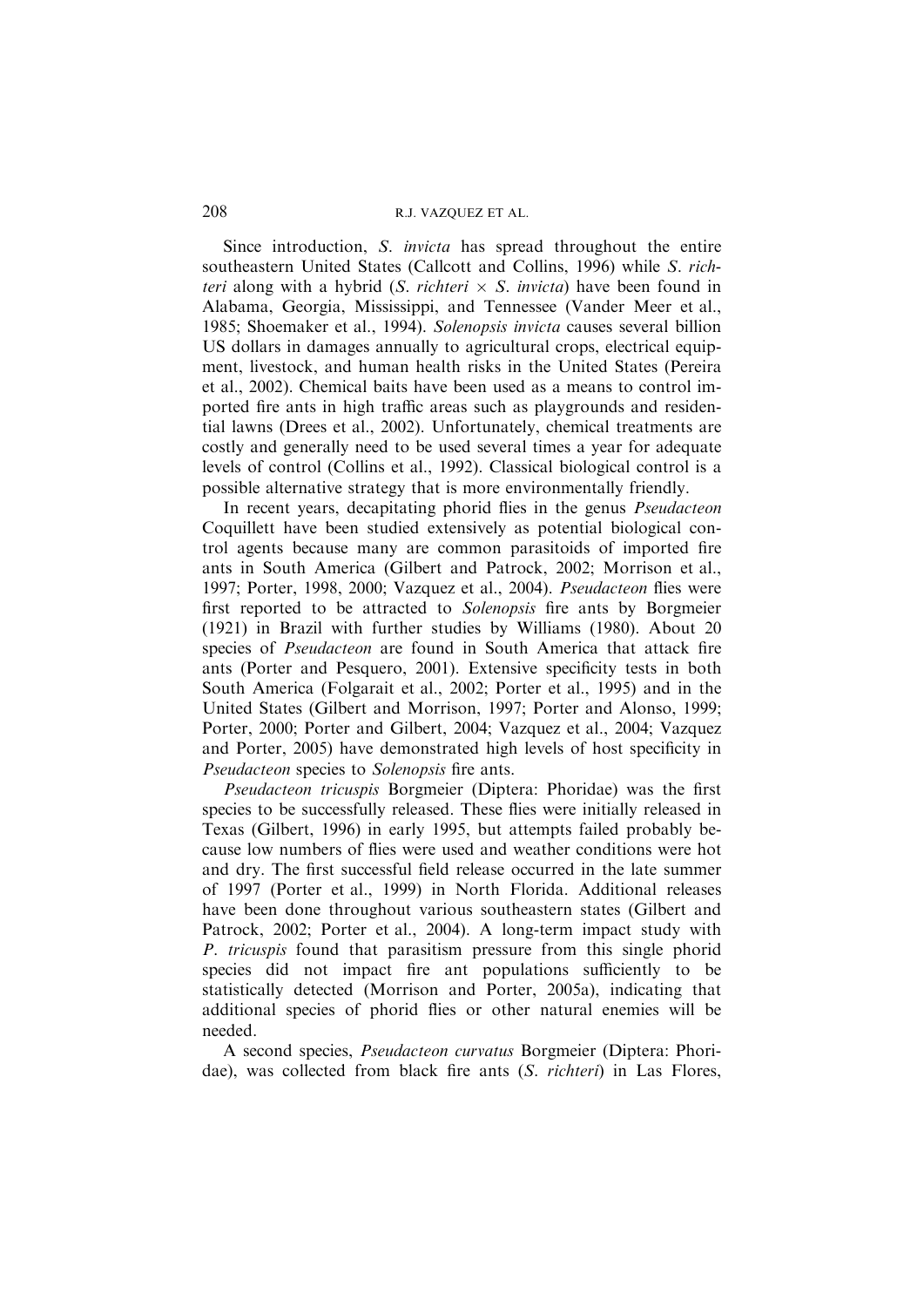Since introduction, *S. invicta* has spread throughout the entire southeastern United States (Callcott and Collins, 1996) while *S. richteri* along with a hybrid (*S. richteri* × *S. invicta*) have been found in Alabama, Georgia, Mississippi, and Tennessee (Vander Meer et al., 1985; Shoemaker et al., 1994). *Solenopsis invicta* causes several billion US dollars in damages annually to agricultural crops, electrical equipment, livestock, and human health risks in the United States (Pereira et al., 2002). Chemical baits have been used as a means to control imported fire ants in high traffic areas such as playgrounds and residential lawns (Drees et al., 2002). Unfortunately, chemical treatments are costly and generally need to be used several times a year for adequate levels of control (Collins et al., 1992). Classical biological control is a possible alternative strategy that is more environmentally friendly.

In recent years, decapitating phorid flies in the genus *Pseudacteon* Coquillett have been studied extensively as potential biological control agents because many are common parasitoids of imported fire ants in South America (Gilbert and Patrock, 2002; Morrison et al., 1997; Porter, 1998, 2000; Vazquez et al., 2004). *Pseudacteon* flies were first reported to be attracted to *Solenopsis* fire ants by Borgmeier (1921) in Brazil with further studies by Williams (1980). About 20 species of *Pseudacteon* are found in South America that attack fire ants (Porter and Pesquero, 2001). Extensive specificity tests in both South America (Folgarait et al., 2002; Porter et al., 1995) and in the United States (Gilbert and Morrison, 1997; Porter and Alonso, 1999; Porter, 2000; Porter and Gilbert, 2004; Vazquez et al., 2004; Vazquez and Porter, 2005) have demonstrated high levels of host specificity in *Pseudacteon* species to *Solenopsis* fire ants.

*Pseudacteon tricuspis* Borgmeier (Diptera: Phoridae) was the first species to be successfully released. These flies were initially released in Texas (Gilbert, 1996) in early 1995, but attempts failed probably because low numbers of flies were used and weather conditions were hot and dry. The first successful field release occurred in the late summer of 1997 (Porter et al., 1999) in North Florida. Additional releases have been done throughout various southeastern states (Gilbert and Patrock, 2002; Porter et al., 2004). A long-term impact study with *P. tricuspis* found that parasitism pressure from this single phorid species did not impact fire ant populations sufficiently to be statistically detected (Morrison and Porter, 2005a), indicating that additional species of phorid flies or other natural enemies will be needed.

A second species, *Pseudacteon curvatus* Borgmeier (Diptera: Phoridae), was collected from black fire ants (*S. richteri*) in Las Flores,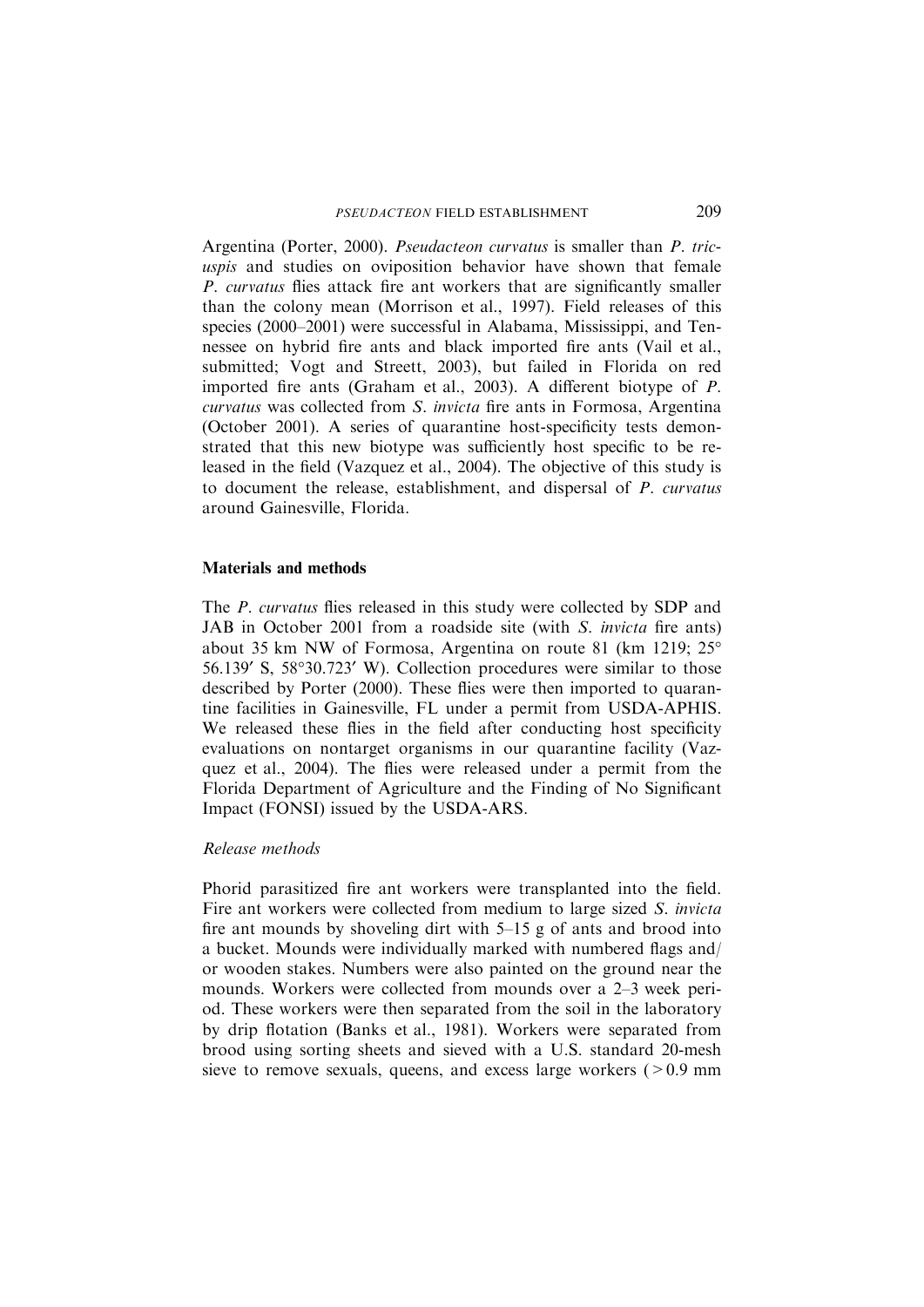Argentina (Porter, 2000). *Pseudacteon curvatus* is smaller than *P. tricuspis* and studies on oviposition behavior have shown that female *P. curvatus* flies attack fire ant workers that are significantly smaller than the colony mean (Morrison et al., 1997). Field releases of this species (2000–2001) were successful in Alabama, Mississippi, and Tennessee on hybrid fire ants and black imported fire ants (Vail et al., submitted; Vogt and Streett, 2003), but failed in Florida on red imported fire ants (Graham et al., 2003). A different biotype of *P. curvatus* was collected from *S. invicta* fire ants in Formosa, Argentina (October 2001). A series of quarantine host-specificity tests demonstrated that this new biotype was sufficiently host specific to be released in the field (Vazquez et al., 2004). The objective of this study is to document the release, establishment, and dispersal of *P. curvatus* around Gainesville, Florida.

## Materials and methods

The *P. curvatus* flies released in this study were collected by SDP and JAB in October 2001 from a roadside site (with *S. invicta* fire ants) about 35 km NW of Formosa, Argentina on route 81 (km 1219; 25° 56.139′ S, 58°30.723′ W). Collection procedures were similar to those described by Porter (2000). These flies were then imported to quarantine facilities in Gainesville, FL under a permit from USDA-APHIS. We released these flies in the field after conducting host specificity evaluations on nontarget organisms in our quarantine facility (Vazquez et al., 2004). The flies were released under a permit from the Florida Department of Agriculture and the Finding of No Significant Impact (FONSI) issued by the USDA-ARS.

### *Release methods*

Phorid parasitized fire ant workers were transplanted into the field. Fire ant workers were collected from medium to large sized *S. invicta* fire ant mounds by shoveling dirt with 5–15 g of ants and brood into a bucket. Mounds were individually marked with numbered flags and/or wooden stakes. Numbers were also painted on the ground near the mounds. Workers were collected from mounds over a 2–3 week period. These workers were then separated from the soil in the laboratory by drip flotation (Banks et al., 1981). Workers were separated from brood using sorting sheets and sieved with a U.S. standard 20-mesh sieve to remove sexuals, queens, and excess large workers (>0.9 mm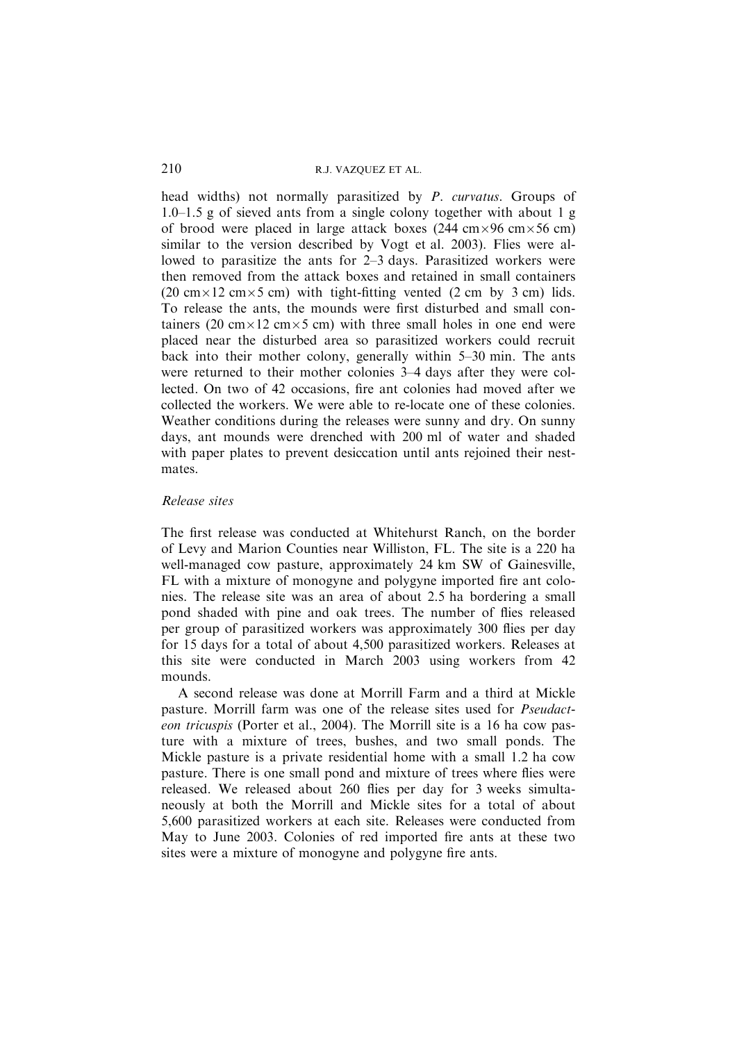head widths) not normally parasitized by *P. curvatus*. Groups of 1.0–1.5 g of sieved ants from a single colony together with about 1 g of brood were placed in large attack boxes (244 cm × 96 cm × 56 cm) similar to the version described by Vogt et al. 2003). Flies were allowed to parasitize the ants for 2–3 days. Parasitized workers were then removed from the attack boxes and retained in small containers (20 cm × 12 cm × 5 cm) with tight-fitting vented (2 cm by 3 cm) lids. To release the ants, the mounds were first disturbed and small containers (20 cm × 12 cm × 5 cm) with three small holes in one end were placed near the disturbed area so parasitized workers could recruit back into their mother colony, generally within 5–30 min. The ants were returned to their mother colonies 3–4 days after they were collected. On two of 42 occasions, fire ant colonies had moved after we collected the workers. We were able to re-locate one of these colonies. Weather conditions during the releases were sunny and dry. On sunny days, ant mounds were drenched with 200 ml of water and shaded with paper plates to prevent desiccation until ants rejoined their nestmates.

### *Release sites*

The first release was conducted at Whitehurst Ranch, on the border of Levy and Marion Counties near Williston, FL. The site is a 220 ha well-managed cow pasture, approximately 24 km SW of Gainesville, FL with a mixture of monogyne and polygyne imported fire ant colonies. The release site was an area of about 2.5 ha bordering a small pond shaded with pine and oak trees. The number of flies released per group of parasitized workers was approximately 300 flies per day for 15 days for a total of about 4,500 parasitized workers. Releases at this site were conducted in March 2003 using workers from 42 mounds.

A second release was done at Morrill Farm and a third at Mickle pasture. Morrill farm was one of the release sites used for *Pseudacteon tricuspis* (Porter et al., 2004). The Morrill site is a 16 ha cow pasture with a mixture of trees, bushes, and two small ponds. The Mickle pasture is a private residential home with a small 1.2 ha cow pasture. There is one small pond and mixture of trees where flies were released. We released about 260 flies per day for 3 weeks simultaneously at both the Morrill and Mickle sites for a total of about 5,600 parasitized workers at each site. Releases were conducted from May to June 2003. Colonies of red imported fire ants at these two sites were a mixture of monogyne and polygyne fire ants.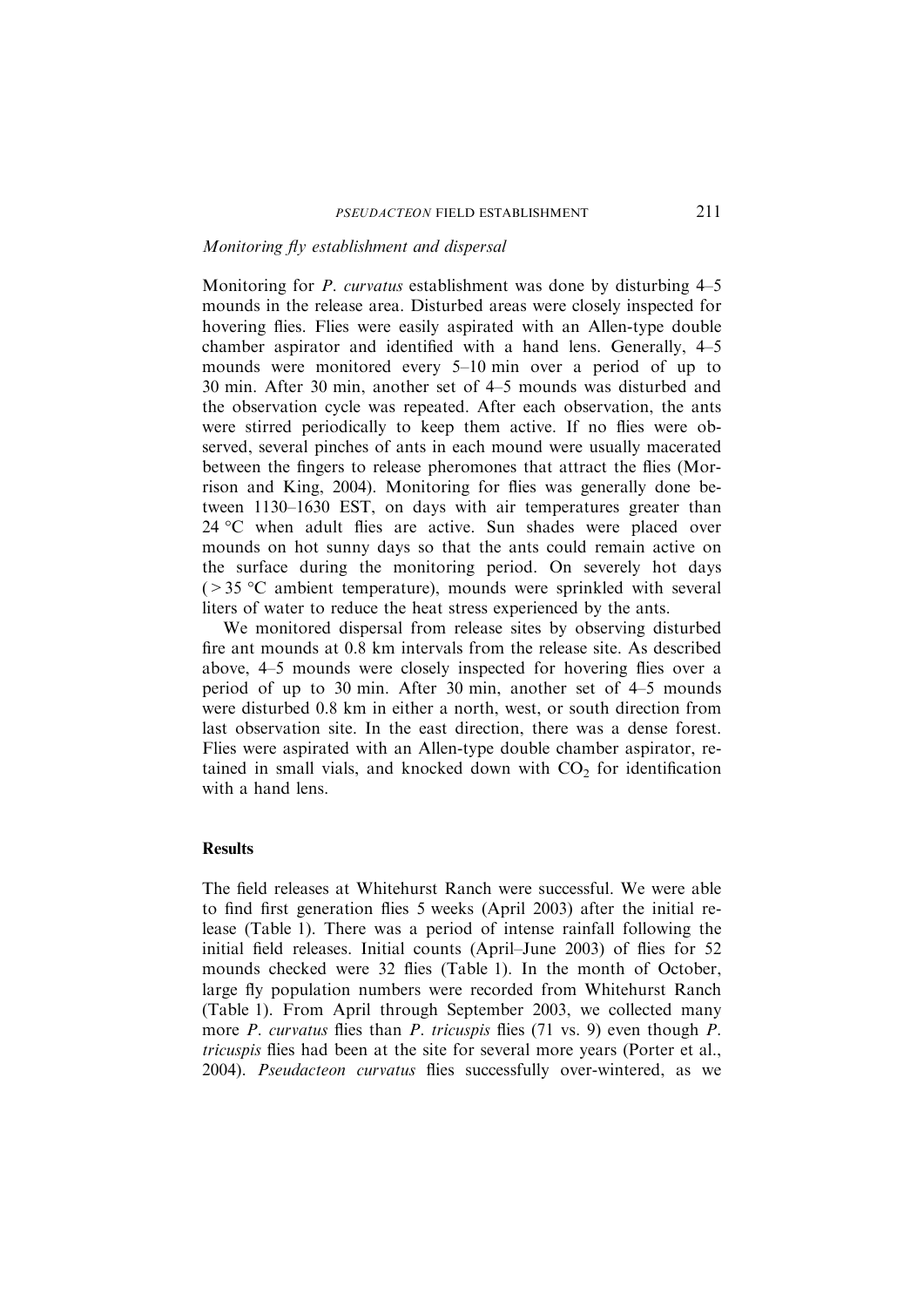### *Monitoring fly establishment and dispersal*

Monitoring for *P. curvatus* establishment was done by disturbing 4–5 mounds in the release area. Disturbed areas were closely inspected for hovering flies. Flies were easily aspirated with an Allen-type double chamber aspirator and identified with a hand lens. Generally, 4–5 mounds were monitored every 5–10 min over a period of up to 30 min. After 30 min, another set of 4–5 mounds was disturbed and the observation cycle was repeated. After each observation, the ants were stirred periodically to keep them active. If no flies were observed, several pinches of ants in each mound were usually macerated between the fingers to release pheromones that attract the flies (Morrison and King, 2004). Monitoring for flies was generally done between 1130–1630 EST, on days with air temperatures greater than 24 °C when adult flies are active. Sun shades were placed over mounds on hot sunny days so that the ants could remain active on the surface during the monitoring period. On severely hot days (> 35 °C ambient temperature), mounds were sprinkled with several liters of water to reduce the heat stress experienced by the ants.

We monitored dispersal from release sites by observing disturbed fire ant mounds at 0.8 km intervals from the release site. As described above, 4–5 mounds were closely inspected for hovering flies over a period of up to 30 min. After 30 min, another set of 4–5 mounds were disturbed 0.8 km in either a north, west, or south direction from last observation site. In the east direction, there was a dense forest. Flies were aspirated with an Allen-type double chamber aspirator, retained in small vials, and knocked down with $CO_2$ for identification with a hand lens.

## Results

The field releases at Whitehurst Ranch were successful. We were able to find first generation flies 5 weeks (April 2003) after the initial release (Table 1). There was a period of intense rainfall following the initial field releases. Initial counts (April–June 2003) of flies for 52 mounds checked were 32 flies (Table 1). In the month of October, large fly population numbers were recorded from Whitehurst Ranch (Table 1). From April through September 2003, we collected many more *P. curvatus* flies than *P. tricuspis* flies (71 vs. 9) even though *P. tricuspis* flies had been at the site for several more years (Porter et al., 2004). *Pseudacteon curvatus* flies successfully over-wintered, as we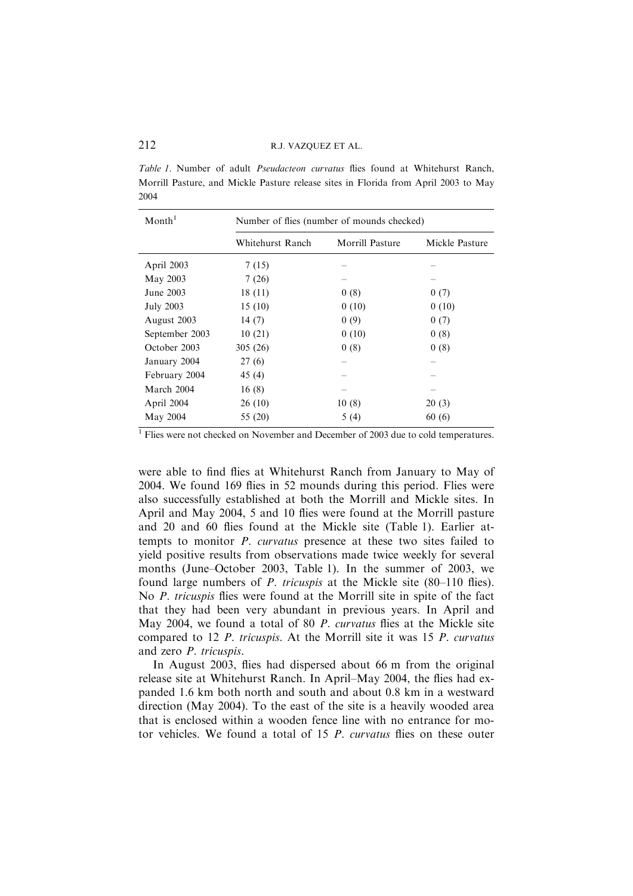*Table 1*. Number of adult *Pseudacteon curvatus* flies found at Whitehurst Ranch, Morrill Pasture, and Mickle Pasture release sites in Florida from April 2003 to May 2004

| Month[1] | Number of flies (number of mounds checked) | | |
|---|---|---|---|
| | Whitehurst Ranch | Morrill Pasture | Mickle Pasture |
| April 2003 | 7 (15) | – | – |
| May 2003 | 7 (26) | – | – |
| June 2003 | 18 (11) | 0 (8) | 0 (7) |
| July 2003 | 15 (10) | 0 (10) | 0 (10) |
| August 2003 | 14 (7) | 0 (9) | 0 (7) |
| September 2003 | 10 (21) | 0 (10) | 0 (8) |
| October 2003 | 305 (26) | 0 (8) | 0 (8) |
| January 2004 | 27 (6) | – | – |
| February 2004 | 45 (4) | – | – |
| March 2004 | 16 (8) | – | – |
| April 2004 | 26 (10) | 10 (8) | 20 (3) |
| May 2004 | 55 (20) | 5 (4) | 60 (6) |

[1] Flies were not checked on November and December of 2003 due to cold temperatures.

were able to find flies at Whitehurst Ranch from January to May of 2004. We found 169 flies in 52 mounds during this period. Flies were also successfully established at both the Morrill and Mickle sites. In April and May 2004, 5 and 10 flies were found at the Morrill pasture and 20 and 60 flies found at the Mickle site (Table 1). Earlier attempts to monitor *P. curvatus* presence at these two sites failed to yield positive results from observations made twice weekly for several months (June–October 2003, Table 1). In the summer of 2003, we found large numbers of *P. tricuspis* at the Mickle site (80–110 flies). No *P. tricuspis* flies were found at the Morrill site in spite of the fact that they had been very abundant in previous years. In April and May 2004, we found a total of 80 *P. curvatus* flies at the Mickle site compared to 12 *P. tricuspis*. At the Morrill site it was 15 *P. curvatus* and zero *P. tricuspis*.

In August 2003, flies had dispersed about 66 m from the original release site at Whitehurst Ranch. In April–May 2004, the flies had expanded 1.6 km both north and south and about 0.8 km in a westward direction (May 2004). To the east of the site is a heavily wooded area that is enclosed within a wooden fence line with no entrance for motor vehicles. We found a total of 15 *P. curvatus* flies on these outer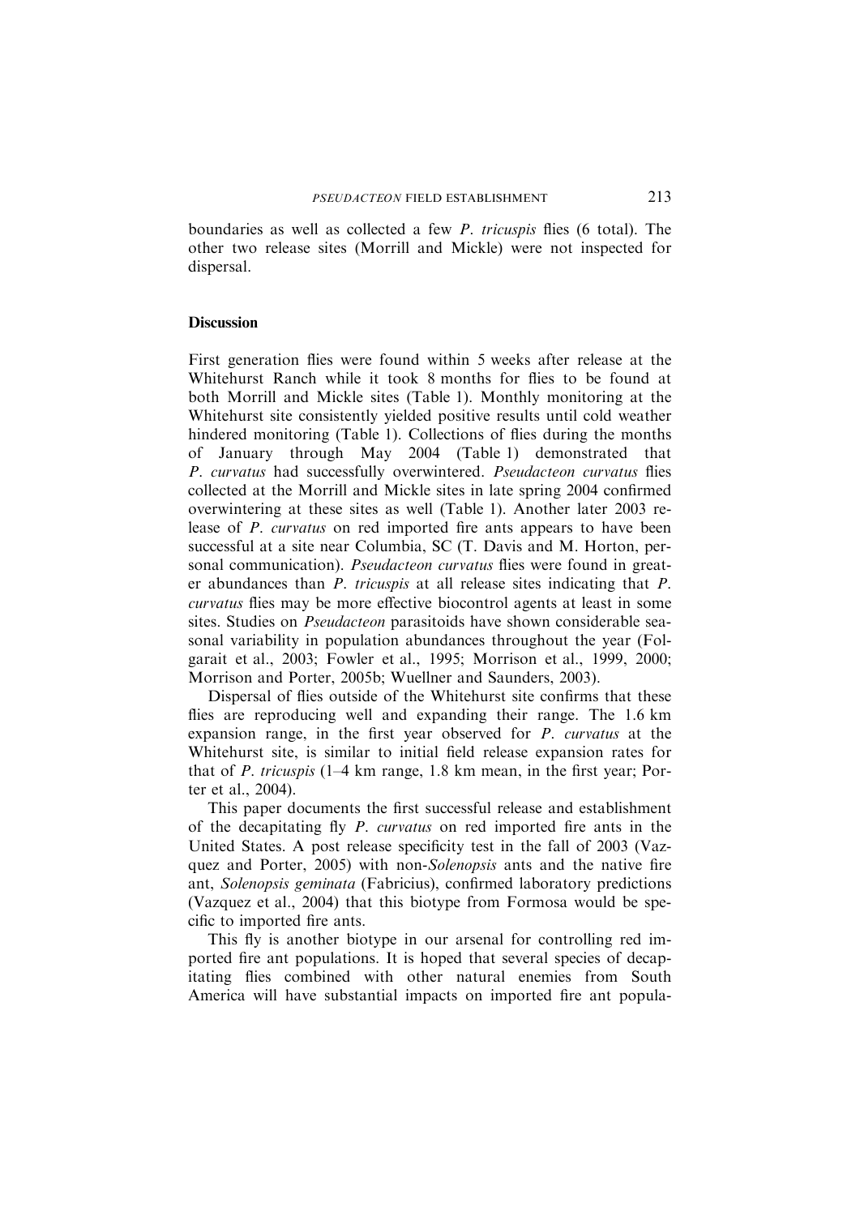boundaries as well as collected a few *P. tricuspis* flies (6 total). The other two release sites (Morrill and Mickle) were not inspected for dispersal.

## Discussion

First generation flies were found within 5 weeks after release at the Whitehurst Ranch while it took 8 months for flies to be found at both Morrill and Mickle sites (Table 1). Monthly monitoring at the Whitehurst site consistently yielded positive results until cold weather hindered monitoring (Table 1). Collections of flies during the months of January through May 2004 (Table 1) demonstrated that *P. curvatus* had successfully overwintered. *Pseudacteon curvatus* flies collected at the Morrill and Mickle sites in late spring 2004 confirmed overwintering at these sites as well (Table 1). Another later 2003 release of *P. curvatus* on red imported fire ants appears to have been successful at a site near Columbia, SC (T. Davis and M. Horton, personal communication). *Pseudacteon curvatus* flies were found in greater abundances than *P. tricuspis* at all release sites indicating that *P. curvatus* flies may be more effective biocontrol agents at least in some sites. Studies on *Pseudacteon* parasitoids have shown considerable seasonal variability in population abundances throughout the year (Folgarait et al., 2003; Fowler et al., 1995; Morrison et al., 1999, 2000; Morrison and Porter, 2005b; Wuellner and Saunders, 2003).

Dispersal of flies outside of the Whitehurst site confirms that these flies are reproducing well and expanding their range. The 1.6 km expansion range, in the first year observed for *P. curvatus* at the Whitehurst site, is similar to initial field release expansion rates for that of *P. tricuspis* (1–4 km range, 1.8 km mean, in the first year; Porter et al., 2004).

This paper documents the first successful release and establishment of the decapitating fly *P. curvatus* on red imported fire ants in the United States. A post release specificity test in the fall of 2003 (Vazquez and Porter, 2005) with non-*Solenopsis* ants and the native fire ant, *Solenopsis geminata* (Fabricius), confirmed laboratory predictions (Vazquez et al., 2004) that this biotype from Formosa would be specific to imported fire ants.

This fly is another biotype in our arsenal for controlling red imported fire ant populations. It is hoped that several species of decapitating flies combined with other natural enemies from South America will have substantial impacts on imported fire ant popula-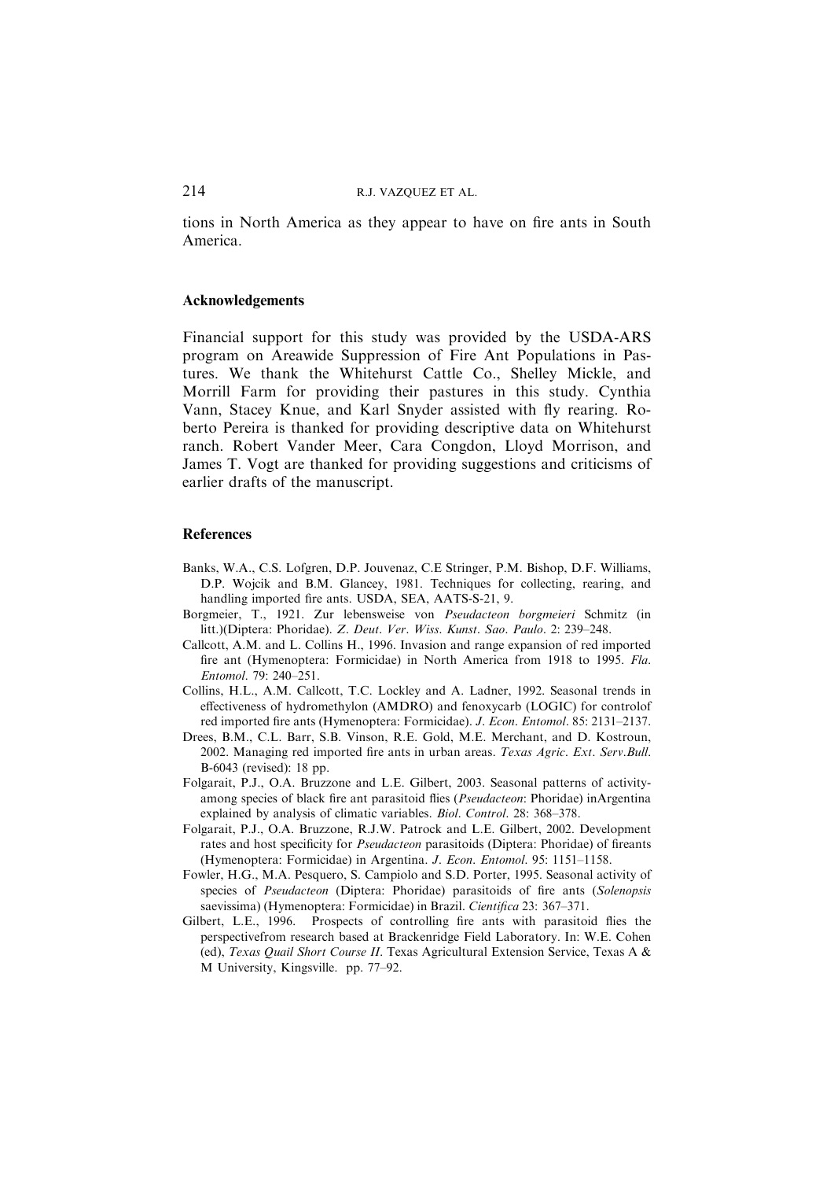tions in North America as they appear to have on fire ants in South America.

## Acknowledgements

Financial support for this study was provided by the USDA-ARS program on Areawide Suppression of Fire Ant Populations in Pastures. We thank the Whitehurst Cattle Co., Shelley Mickle, and Morrill Farm for providing their pastures in this study. Cynthia Vann, Stacey Knue, and Karl Snyder assisted with fly rearing. Roberto Pereira is thanked for providing descriptive data on Whitehurst ranch. Robert Vander Meer, Cara Congdon, Lloyd Morrison, and James T. Vogt are thanked for providing suggestions and criticisms of earlier drafts of the manuscript.

## References

Banks, W.A., C.S. Lofgren, D.P. Jouvenaz, C.E Stringer, P.M. Bishop, D.F. Williams, D.P. Wojcik and B.M. Glancey, 1981. Techniques for collecting, rearing, and handling imported fire ants. USDA, SEA, AATS-S-21, 9.

Borgmeier, T., 1921. Zur lebensweise von *Pseudacteon borgmeieri* Schmitz (in litt.)(Diptera: Phoridae). *Z. Deut. Ver. Wiss. Kunst. Sao. Paulo.* 2: 239–248.

Callcott, A.M. and L. Collins H., 1996. Invasion and range expansion of red imported fire ant (Hymenoptera: Formicidae) in North America from 1918 to 1995. *Fla. Entomol.* 79: 240–251.

Collins, H.L., A.M. Callcott, T.C. Lockley and A. Ladner, 1992. Seasonal trends in effectiveness of hydromethylon (AMDRO) and fenoxycarb (LOGIC) for controlof red imported fire ants (Hymenoptera: Formicidae). *J. Econ. Entomol.* 85: 2131–2137.

Drees, B.M., C.L. Barr, S.B. Vinson, R.E. Gold, M.E. Merchant, and D. Kostroun, 2002. Managing red imported fire ants in urban areas. *Texas Agric. Ext. Serv.Bull.* B-6043 (revised): 18 pp.

Folgarait, P.J., O.A. Bruzzone and L.E. Gilbert, 2003. Seasonal patterns of activityamong species of black fire ant parasitoid flies (*Pseudacteon*: Phoridae) inArgentina explained by analysis of climatic variables. *Biol. Control.* 28: 368–378.

Folgarait, P.J., O.A. Bruzzone, R.J.W. Patrock and L.E. Gilbert, 2002. Development rates and host specificity for *Pseudacteon* parasitoids (Diptera: Phoridae) of fireants (Hymenoptera: Formicidae) in Argentina. *J. Econ. Entomol.* 95: 1151–1158.

Fowler, H.G., M.A. Pesquero, S. Campiolo and S.D. Porter, 1995. Seasonal activity of species of *Pseudacteon* (Diptera: Phoridae) parasitoids of fire ants (*Solenopsis* saevissima) (Hymenoptera: Formicidae) in Brazil. *Cientifica* 23: 367–371.

Gilbert, L.E., 1996. Prospects of controlling fire ants with parasitoid flies the perspectivefrom research based at Brackenridge Field Laboratory. In: W.E. Cohen (ed), *Texas Quail Short Course II*. Texas Agricultural Extension Service, Texas A & M University, Kingsville. pp. 77–92.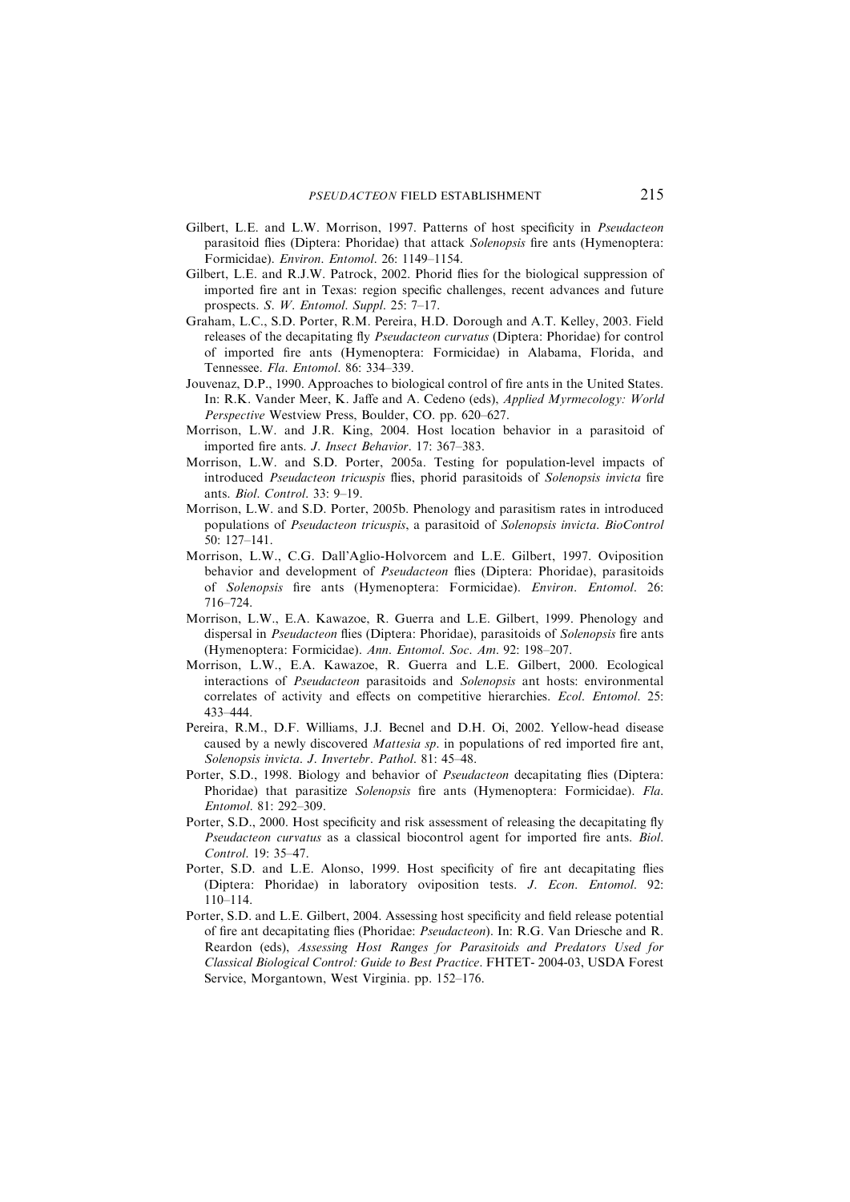Gilbert, L.E. and L.W. Morrison, 1997. Patterns of host specificity in *Pseudacteon* parasitoid flies (Diptera: Phoridae) that attack *Solenopsis* fire ants (Hymenoptera: Formicidae). *Environ. Entomol.* 26: 1149–1154.

Gilbert, L.E. and R.J.W. Patrock, 2002. Phorid flies for the biological suppression of imported fire ant in Texas: region specific challenges, recent advances and future prospects. *S. W. Entomol. Suppl.* 25: 7–17.

Graham, L.C., S.D. Porter, R.M. Pereira, H.D. Dorough and A.T. Kelley, 2003. Field releases of the decapitating fly *Pseudacteon curvatus* (Diptera: Phoridae) for control of imported fire ants (Hymenoptera: Formicidae) in Alabama, Florida, and Tennessee. *Fla. Entomol.* 86: 334–339.

Jouvenaz, D.P., 1990. Approaches to biological control of fire ants in the United States. In: R.K. Vander Meer, K. Jaffe and A. Cedeno (eds), *Applied Myrmecology: World Perspective* Westview Press, Boulder, CO. pp. 620–627.

Morrison, L.W. and J.R. King, 2004. Host location behavior in a parasitoid of imported fire ants. *J. Insect Behavior*. 17: 367–383.

Morrison, L.W. and S.D. Porter, 2005a. Testing for population-level impacts of introduced *Pseudacteon tricuspis* flies, phorid parasitoids of *Solenopsis invicta* fire ants. *Biol. Control*. 33: 9–19.

Morrison, L.W. and S.D. Porter, 2005b. Phenology and parasitism rates in introduced populations of *Pseudacteon tricuspis*, a parasitoid of *Solenopsis invicta*. *BioControl* 50: 127–141.

Morrison, L.W., C.G. Dall'Aglio-Holvorcem and L.E. Gilbert, 1997. Oviposition behavior and development of *Pseudacteon* flies (Diptera: Phoridae), parasitoids of *Solenopsis* fire ants (Hymenoptera: Formicidae). *Environ. Entomol*. 26: 716–724.

Morrison, L.W., E.A. Kawazoe, R. Guerra and L.E. Gilbert, 1999. Phenology and dispersal in *Pseudacteon* flies (Diptera: Phoridae), parasitoids of *Solenopsis* fire ants (Hymenoptera: Formicidae). *Ann. Entomol. Soc. Am*. 92: 198–207.

Morrison, L.W., E.A. Kawazoe, R. Guerra and L.E. Gilbert, 2000. Ecological interactions of *Pseudacteon* parasitoids and *Solenopsis* ant hosts: environmental correlates of activity and effects on competitive hierarchies. *Ecol. Entomol*. 25: 433–444.

Pereira, R.M., D.F. Williams, J.J. Becnel and D.H. Oi, 2002. Yellow-head disease caused by a newly discovered *Mattesia sp*. in populations of red imported fire ant, *Solenopsis invicta*. *J. Invertebr. Pathol*. 81: 45–48.

Porter, S.D., 1998. Biology and behavior of *Pseudacteon* decapitating flies (Diptera: Phoridae) that parasitize *Solenopsis* fire ants (Hymenoptera: Formicidae). *Fla. Entomol*. 81: 292–309.

Porter, S.D., 2000. Host specificity and risk assessment of releasing the decapitating fly *Pseudacteon curvatus* as a classical biocontrol agent for imported fire ants. *Biol. Control*. 19: 35–47.

Porter, S.D. and L.E. Alonso, 1999. Host specificity of fire ant decapitating flies (Diptera: Phoridae) in laboratory oviposition tests. *J. Econ. Entomol*. 92: 110–114.

Porter, S.D. and L.E. Gilbert, 2004. Assessing host specificity and field release potential of fire ant decapitating flies (Phoridae: *Pseudacteon*). In: R.G. Van Driesche and R. Reardon (eds), *Assessing Host Ranges for Parasitoids and Predators Used for Classical Biological Control: Guide to Best Practice*. FHTET- 2004-03, USDA Forest Service, Morgantown, West Virginia. pp. 152–176.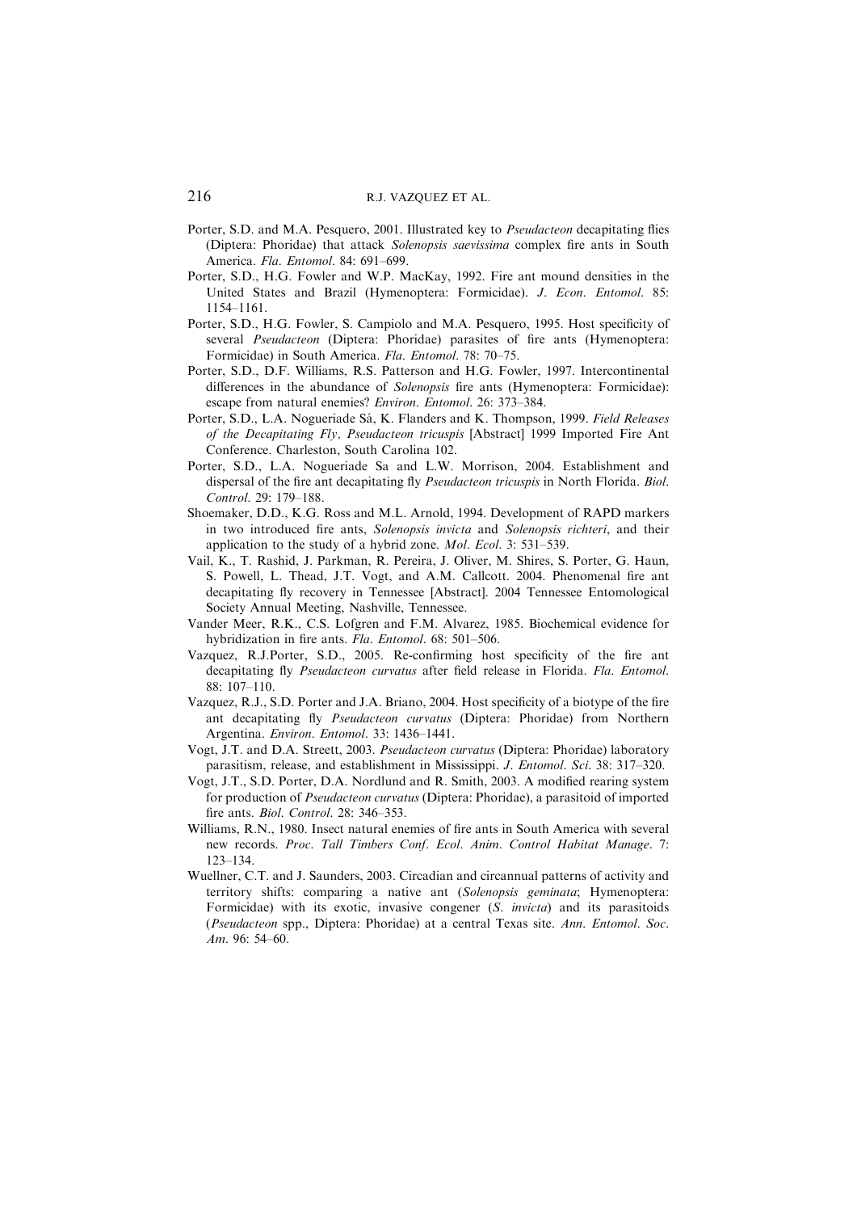Porter, S.D. and M.A. Pesquero, 2001. Illustrated key to *Pseudacteon* decapitating flies (Diptera: Phoridae) that attack *Solenopsis saevissima* complex fire ants in South America. *Fla. Entomol.* 84: 691–699.

Porter, S.D., H.G. Fowler and W.P. MacKay, 1992. Fire ant mound densities in the United States and Brazil (Hymenoptera: Formicidae). *J. Econ. Entomol.* 85: 1154–1161.

Porter, S.D., H.G. Fowler, S. Campiolo and M.A. Pesquero, 1995. Host specificity of several *Pseudacteon* (Diptera: Phoridae) parasites of fire ants (Hymenoptera: Formicidae) in South America. *Fla. Entomol.* 78: 70–75.

Porter, S.D., D.F. Williams, R.S. Patterson and H.G. Fowler, 1997. Intercontinental differences in the abundance of *Solenopsis* fire ants (Hymenoptera: Formicidae): escape from natural enemies? *Environ. Entomol.* 26: 373–384.

Porter, S.D., L.A. Nogueriade Sá, K. Flanders and K. Thompson, 1999. *Field Releases of the Decapitating Fly, Pseudacteon tricuspis* [Abstract] 1999 Imported Fire Ant Conference. Charleston, South Carolina 102.

Porter, S.D., L.A. Nogueriade Sa and L.W. Morrison, 2004. Establishment and dispersal of the fire ant decapitating fly *Pseudacteon tricuspis* in North Florida. *Biol. Control.* 29: 179–188.

Shoemaker, D.D., K.G. Ross and M.L. Arnold, 1994. Development of RAPD markers in two introduced fire ants, *Solenopsis invicta* and *Solenopsis richteri*, and their application to the study of a hybrid zone. *Mol. Ecol.* 3: 531–539.

Vail, K., T. Rashid, J. Parkman, R. Pereira, J. Oliver, M. Shires, S. Porter, G. Haun, S. Powell, L. Thead, J.T. Vogt, and A.M. Callcott. 2004. Phenomenal fire ant decapitating fly recovery in Tennessee [Abstract]. 2004 Tennessee Entomological Society Annual Meeting, Nashville, Tennessee.

Vander Meer, R.K., C.S. Lofgren and F.M. Alvarez, 1985. Biochemical evidence for hybridization in fire ants. *Fla. Entomol.* 68: 501–506.

Vazquez, R.J.Porter, S.D., 2005. Re-confirming host specificity of the fire ant decapitating fly *Pseudacteon curvatus* after field release in Florida. *Fla. Entomol.* 88: 107–110.

Vazquez, R.J., S.D. Porter and J.A. Briano, 2004. Host specificity of a biotype of the fire ant decapitating fly *Pseudacteon curvatus* (Diptera: Phoridae) from Northern Argentina. *Environ. Entomol.* 33: 1436–1441.

Vogt, J.T. and D.A. Streett, 2003. *Pseudacteon curvatus* (Diptera: Phoridae) laboratory parasitism, release, and establishment in Mississippi. *J. Entomol. Sci.* 38: 317–320.

Vogt, J.T., S.D. Porter, D.A. Nordlund and R. Smith, 2003. A modified rearing system for production of *Pseudacteon curvatus* (Diptera: Phoridae), a parasitoid of imported fire ants. *Biol. Control.* 28: 346–353.

Williams, R.N., 1980. Insect natural enemies of fire ants in South America with several new records. *Proc. Tall Timbers Conf. Ecol. Anim. Control Habitat Manage.* 7: 123–134.

Wuellner, C.T. and J. Saunders, 2003. Circadian and circannual patterns of activity and territory shifts: comparing a native ant (*Solenopsis geminata*; Hymenoptera: Formicidae) with its exotic, invasive congener (*S. invicta*) and its parasitoids (*Pseudacteon* spp., Diptera: Phoridae) at a central Texas site. *Ann. Entomol. Soc. Am.* 96: 54–60.